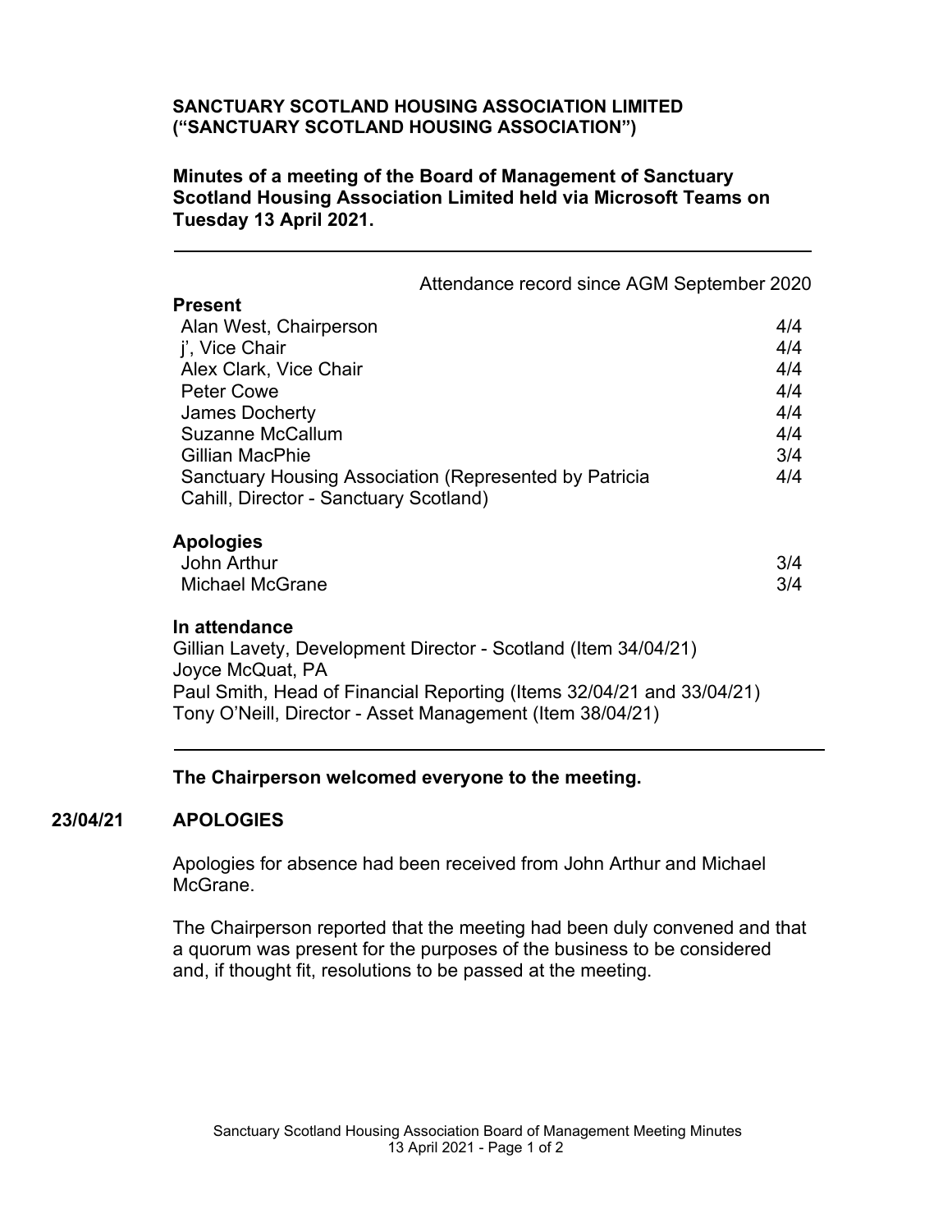**SANCTUARY SCOTLAND HOUSING ASSOCIATION LIMITED ("SANCTUARY SCOTLAND HOUSING ASSOCIATION")**

**Minutes of a meeting of the Board of Management of Sanctuary Scotland Housing Association Limited held via Microsoft Teams on Tuesday 13 April 2021.**

---

| | Attendance record since AGM September 2020 |
|---|---|
| **Present** | |
| Alan West, Chairperson | 4/4 |
| j', Vice Chair | 4/4 |
| Alex Clark, Vice Chair | 4/4 |
| Peter Cowe | 4/4 |
| James Docherty | 4/4 |
| Suzanne McCallum | 4/4 |
| Gillian MacPhie | 3/4 |
| Sanctuary Housing Association (Represented by Patricia Cahill, Director - Sanctuary Scotland) | 4/4 |
| **Apologies** | |
| John Arthur | 3/4 |
| Michael McGrane | 3/4 |

**In attendance**

Gillian Lavety, Development Director - Scotland (Item 34/04/21)
Joyce McQuat, PA
Paul Smith, Head of Financial Reporting (Items 32/04/21 and 33/04/21)
Tony O'Neill, Director - Asset Management (Item 38/04/21)

---

**The Chairperson welcomed everyone to the meeting.**

**23/04/21 APOLOGIES**

Apologies for absence had been received from John Arthur and Michael McGrane.

The Chairperson reported that the meeting had been duly convened and that a quorum was present for the purposes of the business to be considered and, if thought fit, resolutions to be passed at the meeting.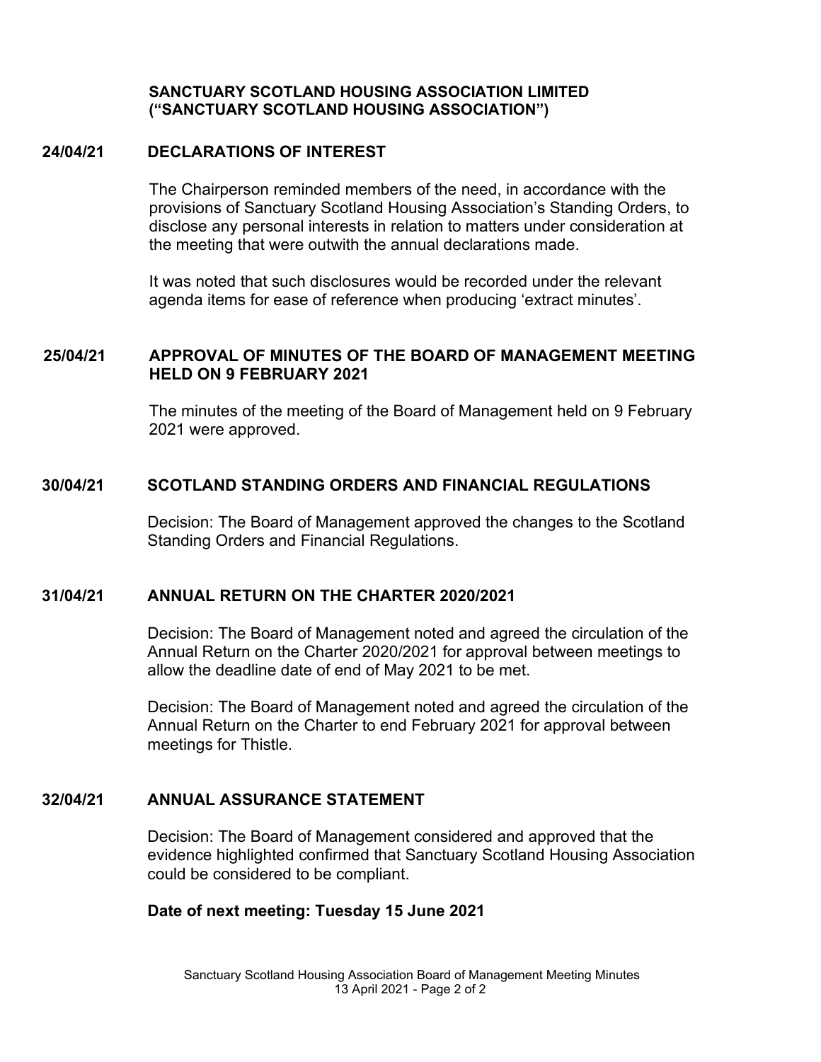**SANCTUARY SCOTLAND HOUSING ASSOCIATION LIMITED**
**("SANCTUARY SCOTLAND HOUSING ASSOCIATION")**

## 24/04/21 DECLARATIONS OF INTEREST

The Chairperson reminded members of the need, in accordance with the provisions of Sanctuary Scotland Housing Association's Standing Orders, to disclose any personal interests in relation to matters under consideration at the meeting that were outwith the annual declarations made.

It was noted that such disclosures would be recorded under the relevant agenda items for ease of reference when producing 'extract minutes'.

## 25/04/21 APPROVAL OF MINUTES OF THE BOARD OF MANAGEMENT MEETING HELD ON 9 FEBRUARY 2021

The minutes of the meeting of the Board of Management held on 9 February 2021 were approved.

## 30/04/21 SCOTLAND STANDING ORDERS AND FINANCIAL REGULATIONS

Decision: The Board of Management approved the changes to the Scotland Standing Orders and Financial Regulations.

## 31/04/21 ANNUAL RETURN ON THE CHARTER 2020/2021

Decision: The Board of Management noted and agreed the circulation of the Annual Return on the Charter 2020/2021 for approval between meetings to allow the deadline date of end of May 2021 to be met.

Decision: The Board of Management noted and agreed the circulation of the Annual Return on the Charter to end February 2021 for approval between meetings for Thistle.

## 32/04/21 ANNUAL ASSURANCE STATEMENT

Decision: The Board of Management considered and approved that the evidence highlighted confirmed that Sanctuary Scotland Housing Association could be considered to be compliant.

**Date of next meeting: Tuesday 15 June 2021**